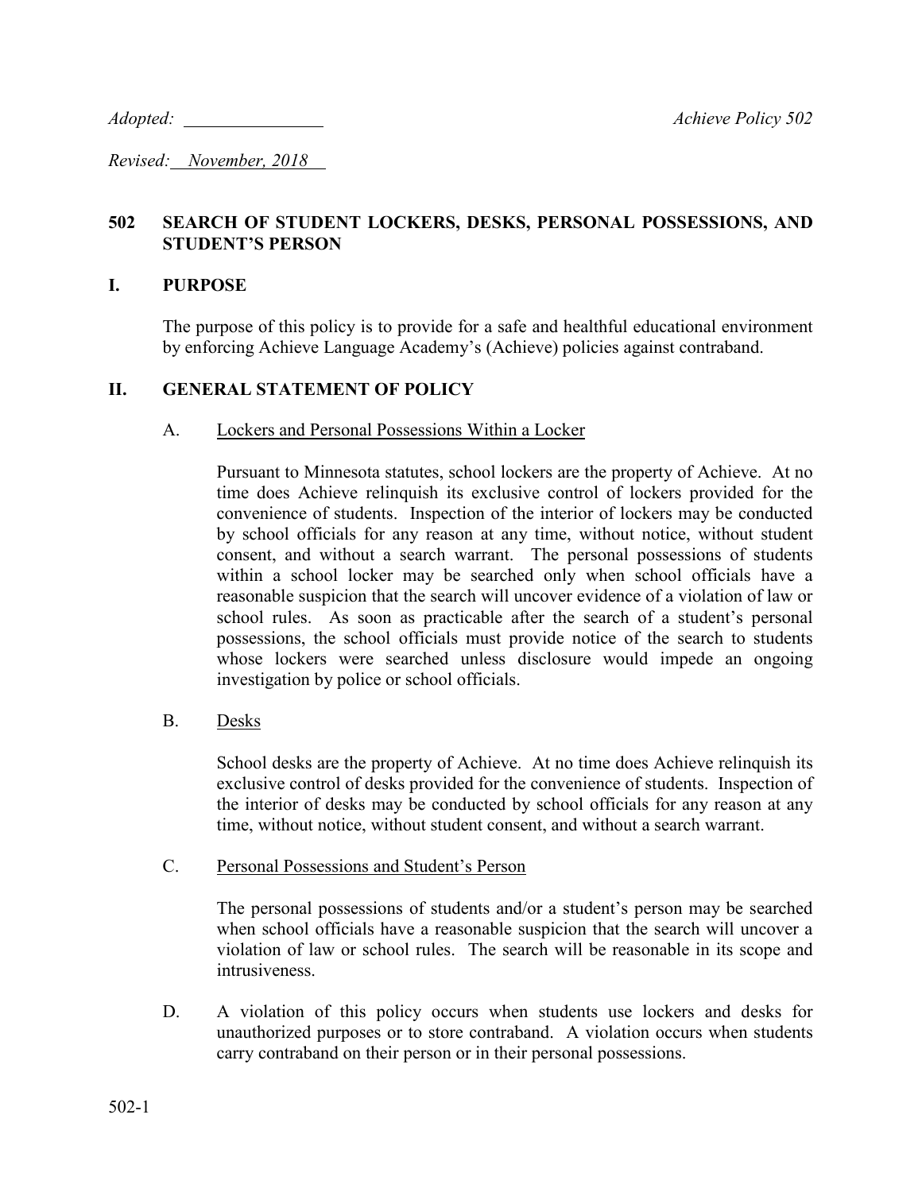*Adopted:* \_\_\_\_\_\_\_\_\_\_\_\_\_\_\_ *Achieve Policy 502*

*Revised: November, 2018*

## 502 SEARCH OF STUDENT LOCKERS, DESKS, PERSONAL POSSESSIONS, AND STUDENT'S PERSON

## I. PURPOSE

The purpose of this policy is to provide for a safe and healthful educational environment by enforcing Achieve Language Academy's (Achieve) policies against contraband.

## II. GENERAL STATEMENT OF POLICY

A. Lockers and Personal Possessions Within a Locker

Pursuant to Minnesota statutes, school lockers are the property of Achieve. At no time does Achieve relinquish its exclusive control of lockers provided for the convenience of students. Inspection of the interior of lockers may be conducted by school officials for any reason at any time, without notice, without student consent, and without a search warrant. The personal possessions of students within a school locker may be searched only when school officials have a reasonable suspicion that the search will uncover evidence of a violation of law or school rules. As soon as practicable after the search of a student's personal possessions, the school officials must provide notice of the search to students whose lockers were searched unless disclosure would impede an ongoing investigation by police or school officials.

B. Desks

School desks are the property of Achieve. At no time does Achieve relinquish its exclusive control of desks provided for the convenience of students. Inspection of the interior of desks may be conducted by school officials for any reason at any time, without notice, without student consent, and without a search warrant.

C. Personal Possessions and Student's Person

The personal possessions of students and/or a student's person may be searched when school officials have a reasonable suspicion that the search will uncover a violation of law or school rules. The search will be reasonable in its scope and intrusiveness.

D. A violation of this policy occurs when students use lockers and desks for unauthorized purposes or to store contraband. A violation occurs when students carry contraband on their person or in their personal possessions.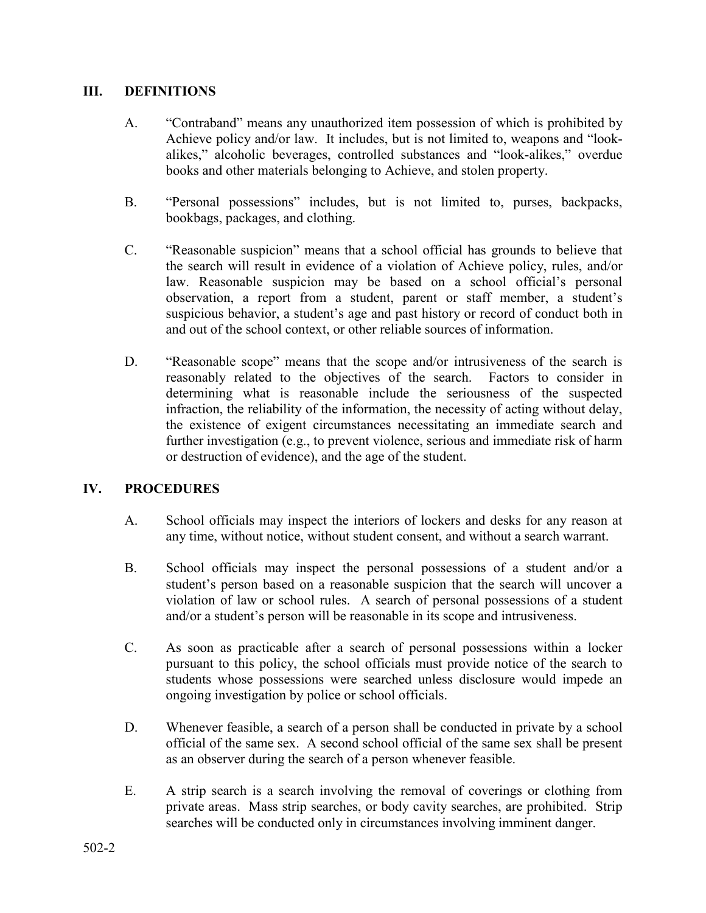## III. DEFINITIONS

A. "Contraband" means any unauthorized item possession of which is prohibited by Achieve policy and/or law. It includes, but is not limited to, weapons and "look-alikes," alcoholic beverages, controlled substances and "look-alikes," overdue books and other materials belonging to Achieve, and stolen property.

B. "Personal possessions" includes, but is not limited to, purses, backpacks, bookbags, packages, and clothing.

C. "Reasonable suspicion" means that a school official has grounds to believe that the search will result in evidence of a violation of Achieve policy, rules, and/or law. Reasonable suspicion may be based on a school official's personal observation, a report from a student, parent or staff member, a student's suspicious behavior, a student's age and past history or record of conduct both in and out of the school context, or other reliable sources of information.

D. "Reasonable scope" means that the scope and/or intrusiveness of the search is reasonably related to the objectives of the search. Factors to consider in determining what is reasonable include the seriousness of the suspected infraction, the reliability of the information, the necessity of acting without delay, the existence of exigent circumstances necessitating an immediate search and further investigation (e.g., to prevent violence, serious and immediate risk of harm or destruction of evidence), and the age of the student.

## IV. PROCEDURES

A. School officials may inspect the interiors of lockers and desks for any reason at any time, without notice, without student consent, and without a search warrant.

B. School officials may inspect the personal possessions of a student and/or a student's person based on a reasonable suspicion that the search will uncover a violation of law or school rules. A search of personal possessions of a student and/or a student's person will be reasonable in its scope and intrusiveness.

C. As soon as practicable after a search of personal possessions within a locker pursuant to this policy, the school officials must provide notice of the search to students whose possessions were searched unless disclosure would impede an ongoing investigation by police or school officials.

D. Whenever feasible, a search of a person shall be conducted in private by a school official of the same sex. A second school official of the same sex shall be present as an observer during the search of a person whenever feasible.

E. A strip search is a search involving the removal of coverings or clothing from private areas. Mass strip searches, or body cavity searches, are prohibited. Strip searches will be conducted only in circumstances involving imminent danger.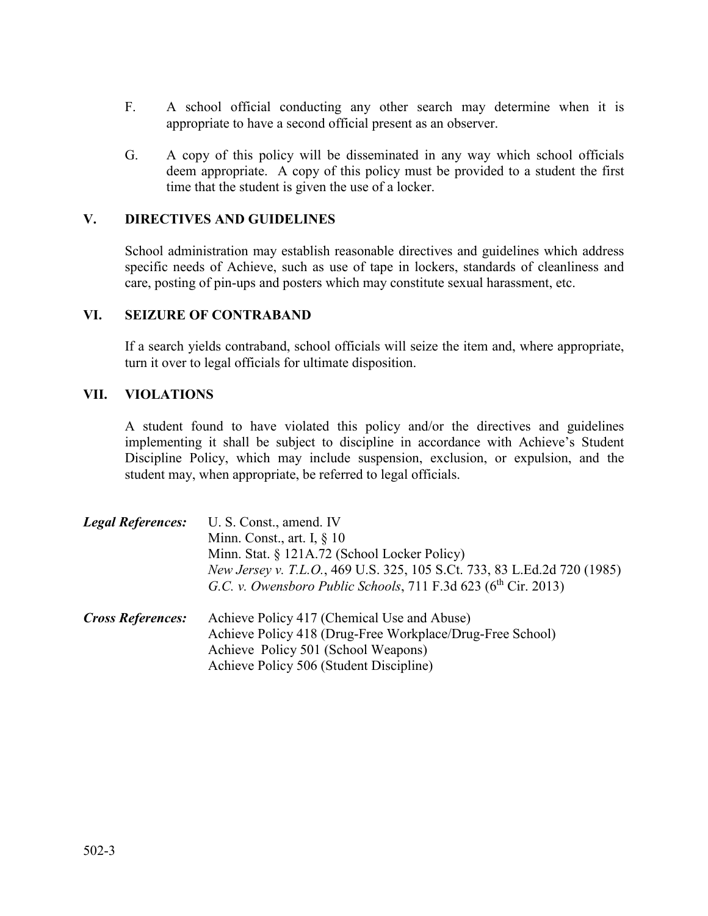F. A school official conducting any other search may determine when it is appropriate to have a second official present as an observer.

G. A copy of this policy will be disseminated in any way which school officials deem appropriate. A copy of this policy must be provided to a student the first time that the student is given the use of a locker.

## V. DIRECTIVES AND GUIDELINES

School administration may establish reasonable directives and guidelines which address specific needs of Achieve, such as use of tape in lockers, standards of cleanliness and care, posting of pin-ups and posters which may constitute sexual harassment, etc.

## VI. SEIZURE OF CONTRABAND

If a search yields contraband, school officials will seize the item and, where appropriate, turn it over to legal officials for ultimate disposition.

## VII. VIOLATIONS

A student found to have violated this policy and/or the directives and guidelines implementing it shall be subject to discipline in accordance with Achieve's Student Discipline Policy, which may include suspension, exclusion, or expulsion, and the student may, when appropriate, be referred to legal officials.

***Legal References:***
U. S. Const., amend. IV
Minn. Const., art. I, § 10
Minn. Stat. § 121A.72 (School Locker Policy)
*New Jersey v. T.L.O.*, 469 U.S. 325, 105 S.Ct. 733, 83 L.Ed.2d 720 (1985)
*G.C. v. Owensboro Public Schools*, 711 F.3d 623 (6th Cir. 2013)

***Cross References:***
Achieve Policy 417 (Chemical Use and Abuse)
Achieve Policy 418 (Drug-Free Workplace/Drug-Free School)
Achieve Policy 501 (School Weapons)
Achieve Policy 506 (Student Discipline)